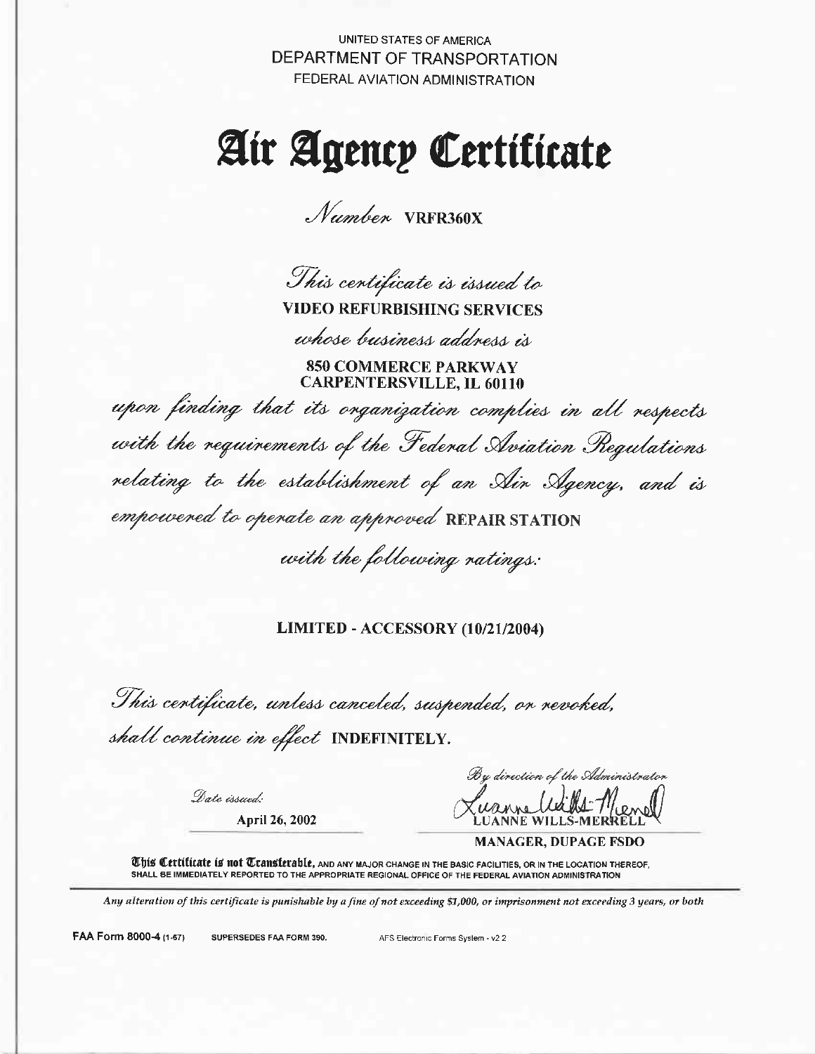UNITED STATES OF AMERICA
DEPARTMENT OF TRANSPORTATION
FEDERAL AVIATION ADMINISTRATION

# Air Agency Certificate

*Number* **VRFR360X**

*This certificate is issued to*
**VIDEO REFURBISHING SERVICES**
*whose business address is*
**850 COMMERCE PARKWAY**
**CARPENTERSVILLE, IL 60110**

*upon finding that its organization complies in all respects with the requirements of the Federal Aviation Regulations relating to the establishment of an Air Agency, and is empowered to operate an approved* **REPAIR STATION**

*with the following ratings:*

**LIMITED - ACCESSORY (10/21/2004)**

*This certificate, unless canceled, suspended, or revoked, shall continue in effect* **INDEFINITELY.**

*Date issued:*
**April 26, 2002**

*By direction of the Administrator*
Luanne Wills-Merrell
**LUANNE WILLS-MERRELL**
**MANAGER, DUPAGE FSDO**

**This Certificate is not Transferable,** AND ANY MAJOR CHANGE IN THE BASIC FACILITIES, OR IN THE LOCATION THEREOF, SHALL BE IMMEDIATELY REPORTED TO THE APPROPRIATE REGIONAL OFFICE OF THE FEDERAL AVIATION ADMINISTRATION

*Any alteration of this certificate is punishable by a fine of not exceeding $1,000, or imprisonment not exceeding 3 years, or both*

**FAA Form 8000-4** (1-67) SUPERSEDES FAA FORM 390. AFS Electronic Forms System - v2.2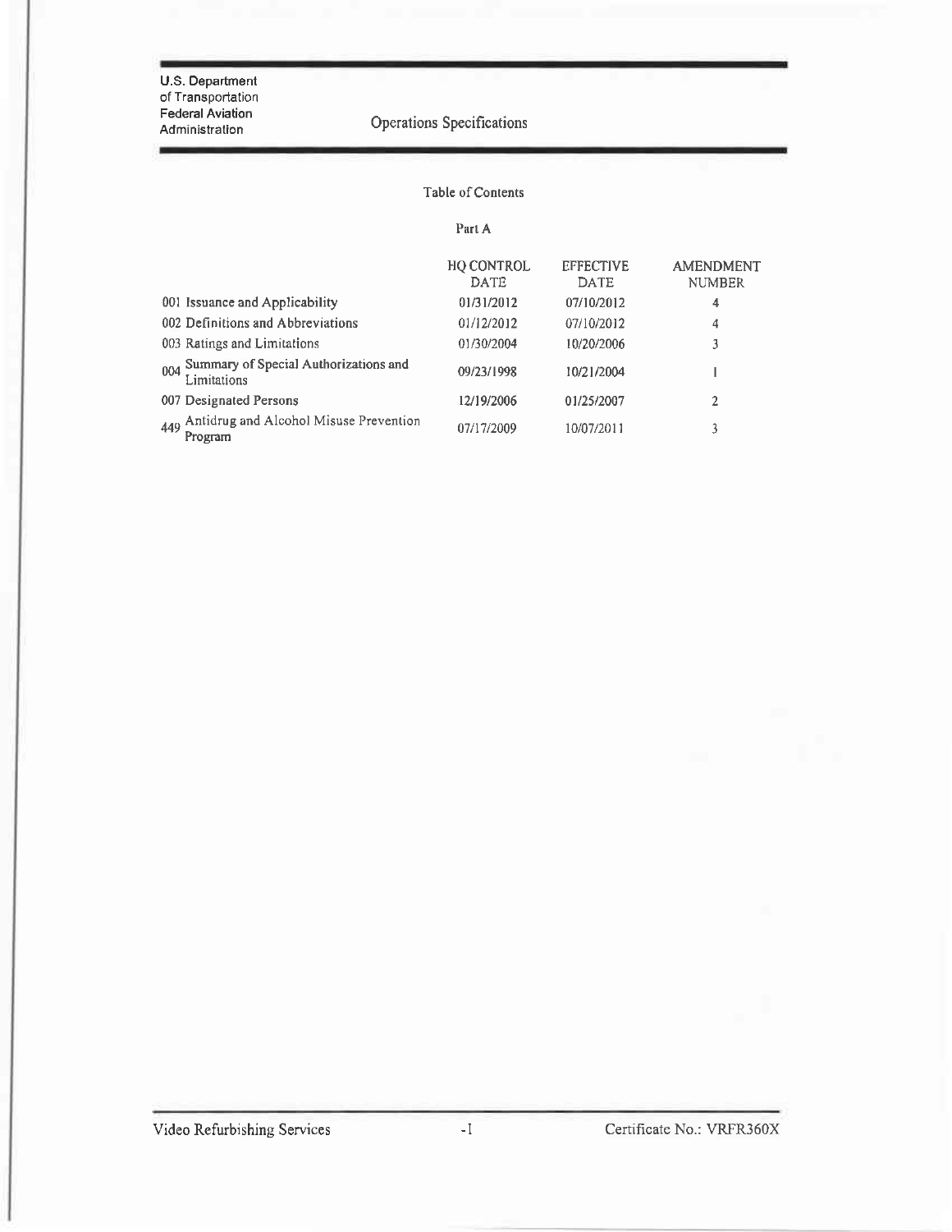U.S. Department of Transportation
Federal Aviation Administration

# Operations Specifications

## Table of Contents

### Part A

| | HQ CONTROL DATE | EFFECTIVE DATE | AMENDMENT NUMBER |
|---|---|---|---|
| 001 Issuance and Applicability | 01/31/2012 | 07/10/2012 | 4 |
| 002 Definitions and Abbreviations | 01/12/2012 | 07/10/2012 | 4 |
| 003 Ratings and Limitations | 01/30/2004 | 10/20/2006 | 3 |
| 004 Summary of Special Authorizations and Limitations | 09/23/1998 | 10/21/2004 | 1 |
| 007 Designated Persons | 12/19/2006 | 01/25/2007 | 2 |
| 449 Antidrug and Alcohol Misuse Prevention Program | 07/17/2009 | 10/07/2011 | 3 |

Video Refurbishing Services | Certificate No.: VRFR360X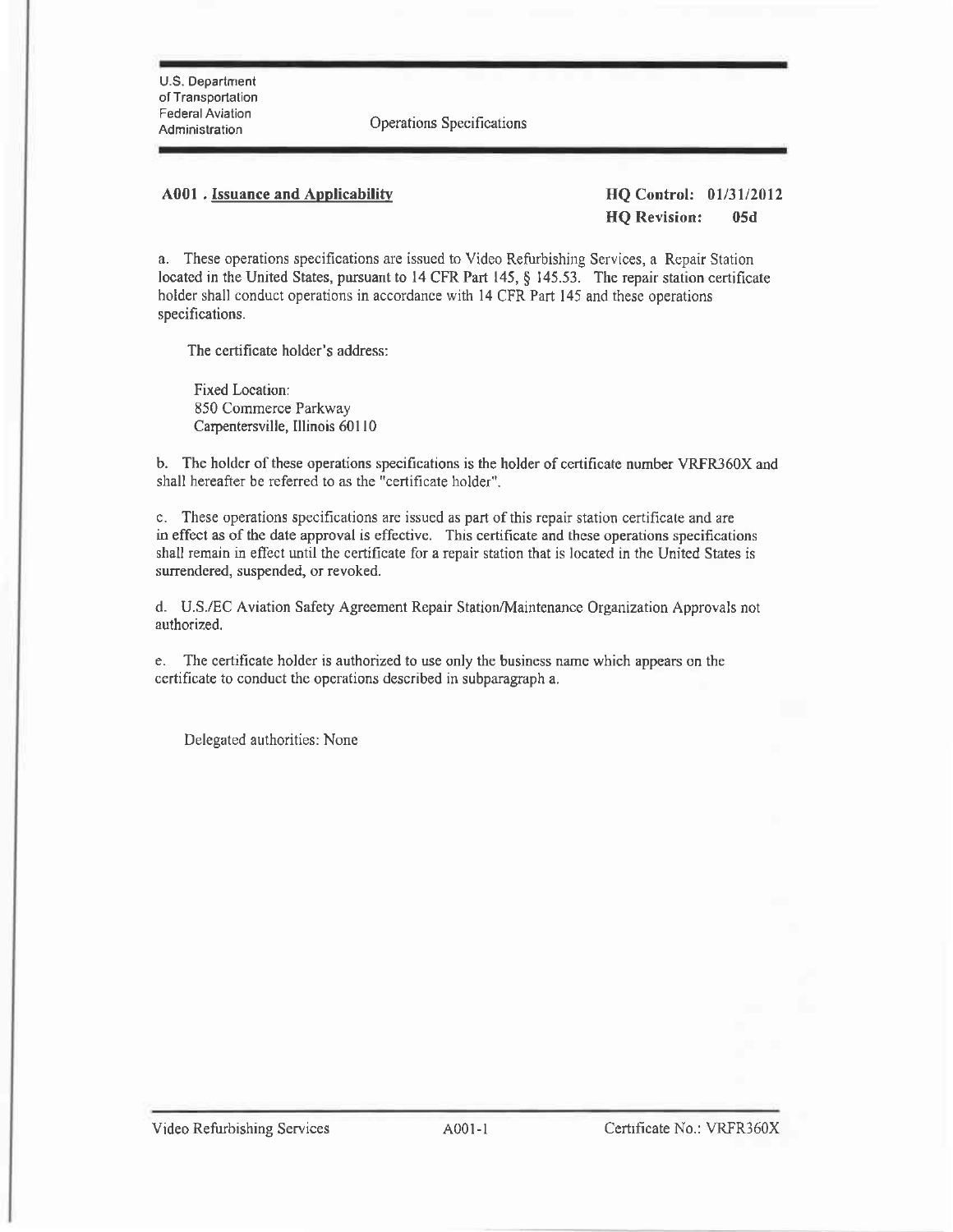U.S. Department of Transportation
Federal Aviation Administration

Operations Specifications

**A001 . Issuance and Applicability**

**HQ Control: 01/31/2012**
**HQ Revision: 05d**

a. These operations specifications are issued to Video Refurbishing Services, a Repair Station located in the United States, pursuant to 14 CFR Part 145, § 145.53. The repair station certificate holder shall conduct operations in accordance with 14 CFR Part 145 and these operations specifications.

The certificate holder's address:

Fixed Location:
850 Commerce Parkway
Carpentersville, Illinois 60110

b. The holder of these operations specifications is the holder of certificate number VRFR360X and shall hereafter be referred to as the "certificate holder".

c. These operations specifications are issued as part of this repair station certificate and are in effect as of the date approval is effective. This certificate and these operations specifications shall remain in effect until the certificate for a repair station that is located in the United States is surrendered, suspended, or revoked.

d. U.S./EC Aviation Safety Agreement Repair Station/Maintenance Organization Approvals not authorized.

e. The certificate holder is authorized to use only the business name which appears on the certificate to conduct the operations described in subparagraph a.

Delegated authorities: None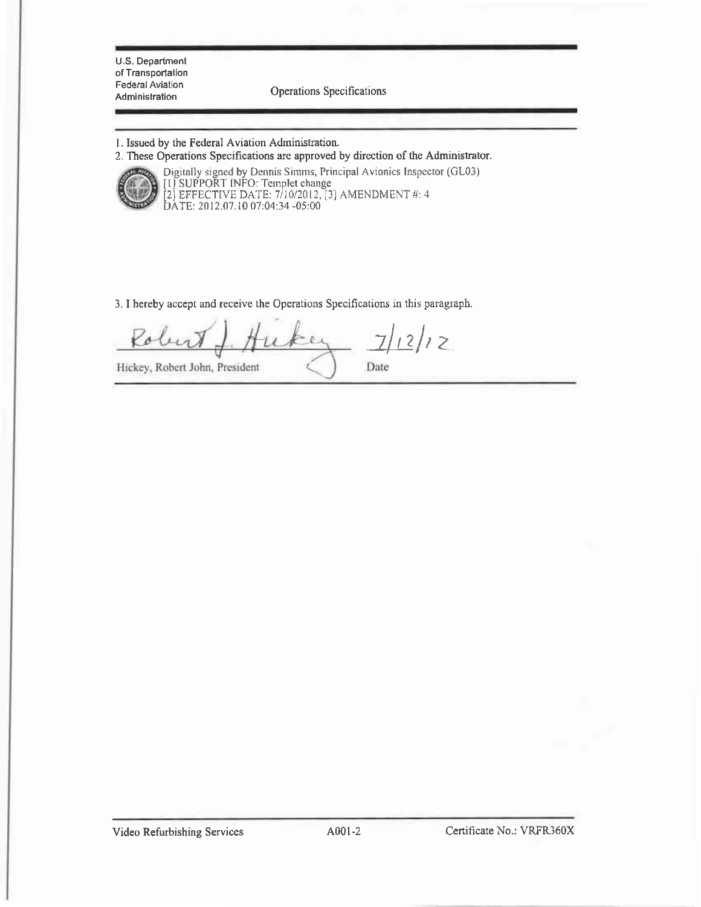U.S. Department of Transportation
Federal Aviation Administration

Operations Specifications

1. Issued by the Federal Aviation Administration.
2. These Operations Specifications are approved by direction of the Administrator.

Digitally signed by Dennis Simms, Principal Avionics Inspector (GL03)
[1] SUPPORT INFO: Templet change
[2] EFFECTIVE DATE: 7/10/2012, [3] AMENDMENT #: 4
DATE: 2012.07.10 07:04:34 -05:00

3. I hereby accept and receive the Operations Specifications in this paragraph.

Robert J. Hickey 7/12/12

Hickey, Robert John, President — Date

Video Refurbishing Services — A001-2 — Certificate No.: VRFR360X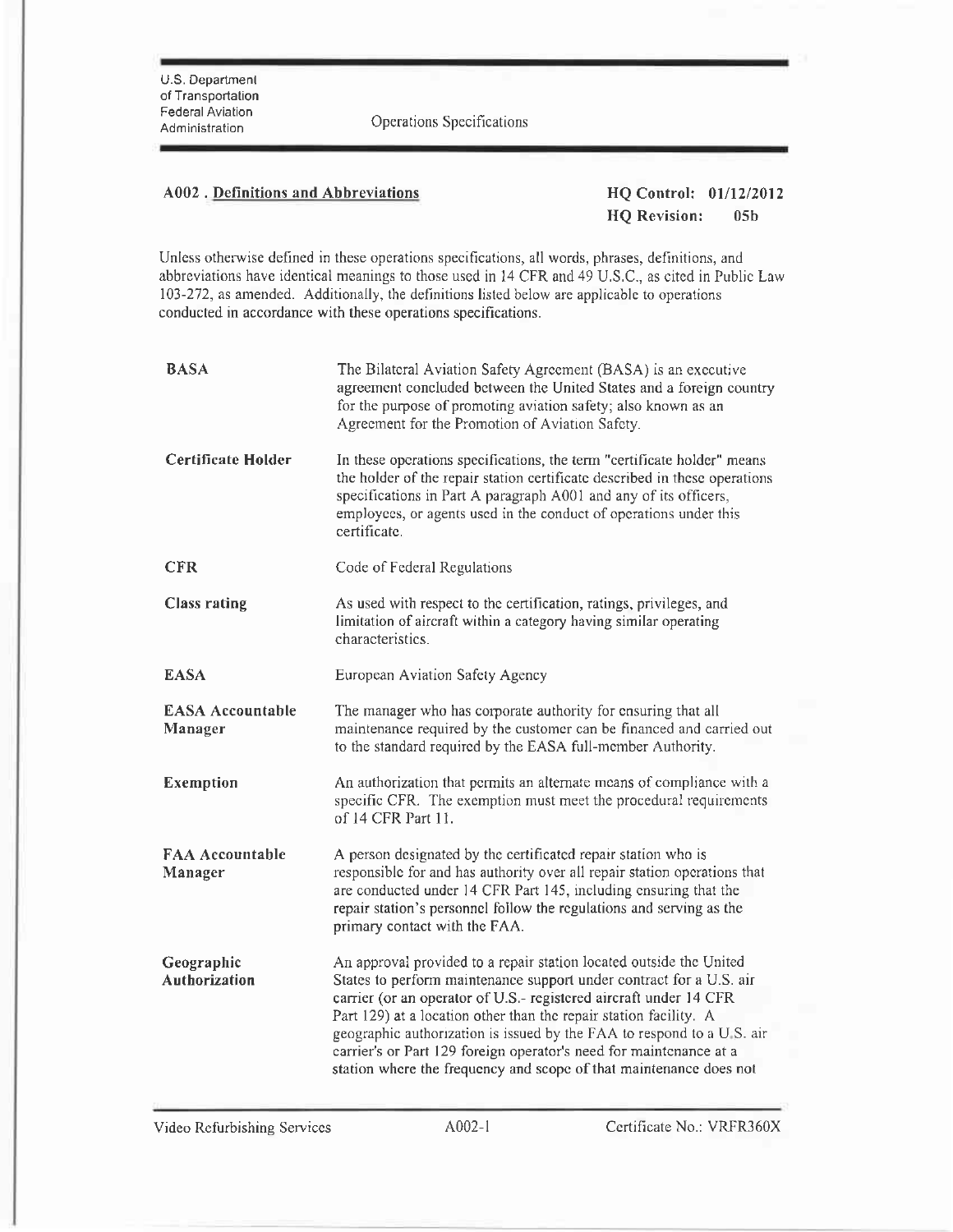U.S. Department of Transportation
Federal Aviation Administration

Operations Specifications

## A002 . Definitions and Abbreviations

**HQ Control: 01/12/2012**
**HQ Revision: 05b**

Unless otherwise defined in these operations specifications, all words, phrases, definitions, and abbreviations have identical meanings to those used in 14 CFR and 49 U.S.C., as cited in Public Law 103-272, as amended. Additionally, the definitions listed below are applicable to operations conducted in accordance with these operations specifications.

**BASA** — The Bilateral Aviation Safety Agreement (BASA) is an executive agreement concluded between the United States and a foreign country for the purpose of promoting aviation safety; also known as an Agreement for the Promotion of Aviation Safety.

**Certificate Holder** — In these operations specifications, the term "certificate holder" means the holder of the repair station certificate described in these operations specifications in Part A paragraph A001 and any of its officers, employees, or agents used in the conduct of operations under this certificate.

**CFR** — Code of Federal Regulations

**Class rating** — As used with respect to the certification, ratings, privileges, and limitation of aircraft within a category having similar operating characteristics.

**EASA** — European Aviation Safety Agency

**EASA Accountable Manager** — The manager who has corporate authority for ensuring that all maintenance required by the customer can be financed and carried out to the standard required by the EASA full-member Authority.

**Exemption** — An authorization that permits an alternate means of compliance with a specific CFR. The exemption must meet the procedural requirements of 14 CFR Part 11.

**FAA Accountable Manager** — A person designated by the certificated repair station who is responsible for and has authority over all repair station operations that are conducted under 14 CFR Part 145, including ensuring that the repair station's personnel follow the regulations and serving as the primary contact with the FAA.

**Geographic Authorization** — An approval provided to a repair station located outside the United States to perform maintenance support under contract for a U.S. air carrier (or an operator of U.S.- registered aircraft under 14 CFR Part 129) at a location other than the repair station facility. A geographic authorization is issued by the FAA to respond to a U.S. air carrier's or Part 129 foreign operator's need for maintenance at a station where the frequency and scope of that maintenance does not

Video Refurbishing Services — A002-1 — Certificate No.: VRFR360X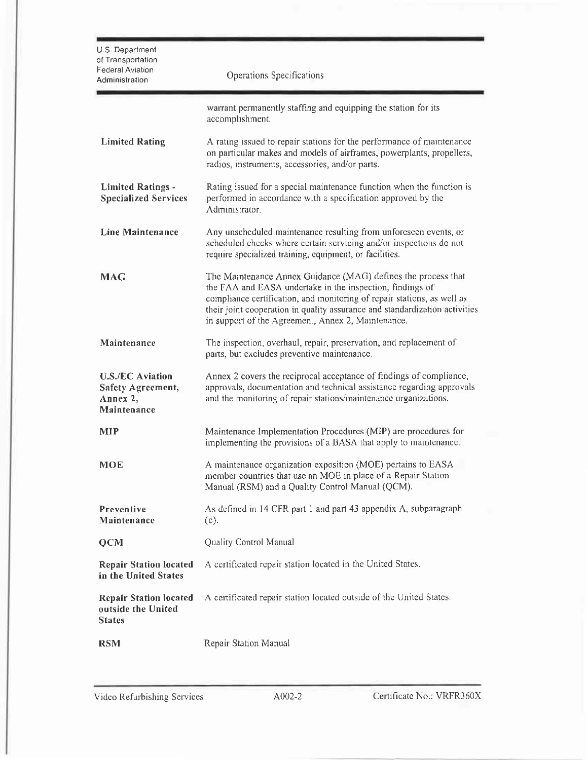warrant permanently staffing and equipping the station for its accomplishment.

| | |
|---|---|
| **Limited Rating** | A rating issued to repair stations for the performance of maintenance on particular makes and models of airframes, powerplants, propellers, radios, instruments, accessories, and/or parts. |
| **Limited Ratings - Specialized Services** | Rating issued for a special maintenance function when the function is performed in accordance with a specification approved by the Administrator. |
| **Line Maintenance** | Any unscheduled maintenance resulting from unforeseen events, or scheduled checks where certain servicing and/or inspections do not require specialized training, equipment, or facilities. |
| **MAG** | The Maintenance Annex Guidance (MAG) defines the process that the FAA and EASA undertake in the inspection, findings of compliance certification, and monitoring of repair stations, as well as their joint cooperation in quality assurance and standardization activities in support of the Agreement, Annex 2, Maintenance. |
| **Maintenance** | The inspection, overhaul, repair, preservation, and replacement of parts, but excludes preventive maintenance. |
| **U.S./EC Aviation Safety Agreement, Annex 2, Maintenance** | Annex 2 covers the reciprocal acceptance of findings of compliance, approvals, documentation and technical assistance regarding approvals and the monitoring of repair stations/maintenance organizations. |
| **MIP** | Maintenance Implementation Procedures (MIP) are procedures for implementing the provisions of a BASA that apply to maintenance. |
| **MOE** | A maintenance organization exposition (MOE) pertains to EASA member countries that use an MOE in place of a Repair Station Manual (RSM) and a Quality Control Manual (QCM). |
| **Preventive Maintenance** | As defined in 14 CFR part 1 and part 43 appendix A, subparagraph (c). |
| **QCM** | Quality Control Manual |
| **Repair Station located in the United States** | A certificated repair station located in the United States. |
| **Repair Station located outside the United States** | A certificated repair station located outside of the United States. |
| **RSM** | Repair Station Manual |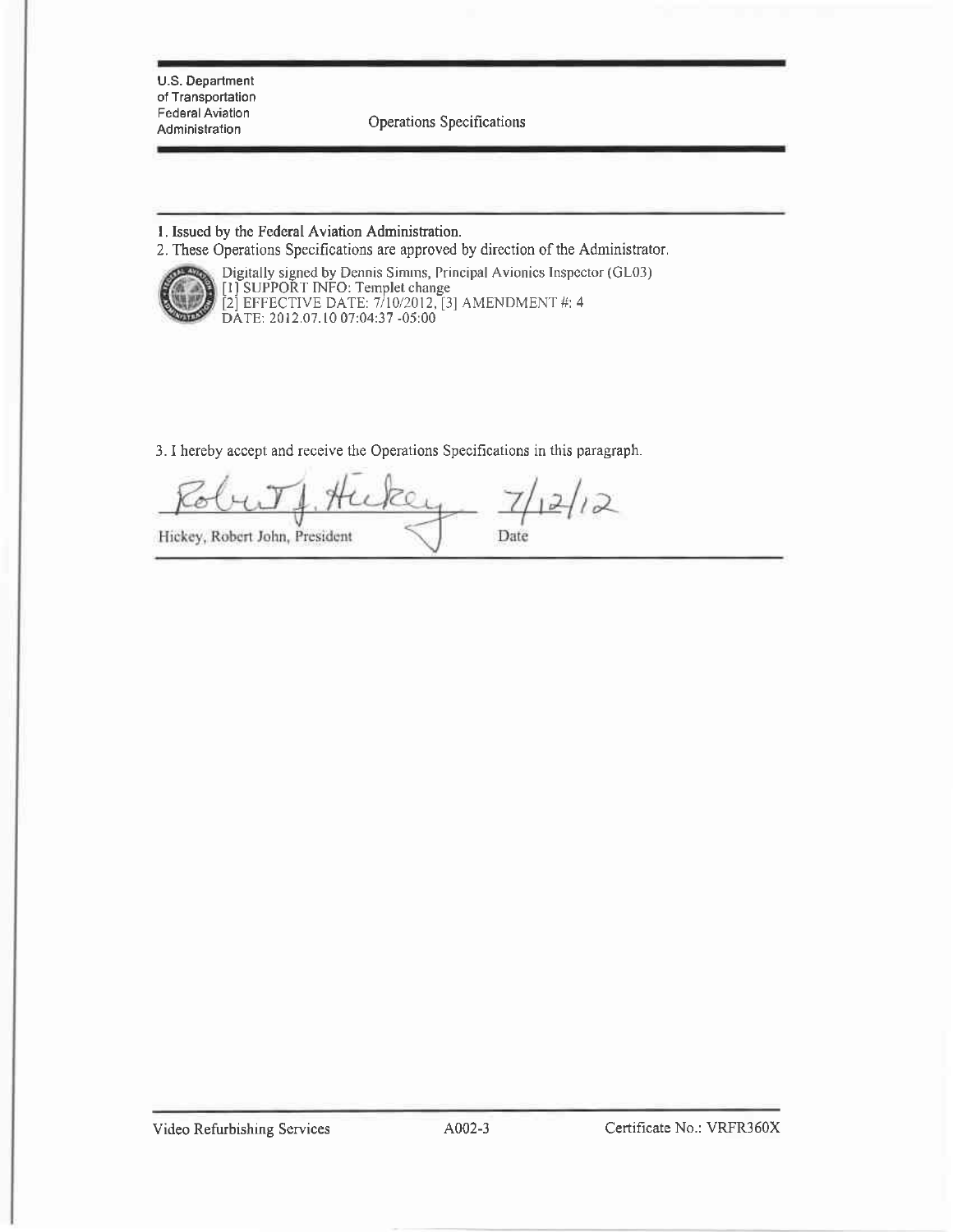U.S. Department of Transportation
Federal Aviation Administration

Operations Specifications

---

1. Issued by the Federal Aviation Administration.
2. These Operations Specifications are approved by direction of the Administrator.

Digitally signed by Dennis Simms, Principal Avionics Inspector (GL03)
[1] SUPPORT INFO: Templet change
[2] EFFECTIVE DATE: 7/10/2012, [3] AMENDMENT #: 4
DATE: 2012.07.10 07:04:37 -05:00

3. I hereby accept and receive the Operations Specifications in this paragraph.

Robert J. Hickey 7/12/12

Hickey, Robert John, President — Date

---

Video Refurbishing Services — A002-3 — Certificate No.: VRFR360X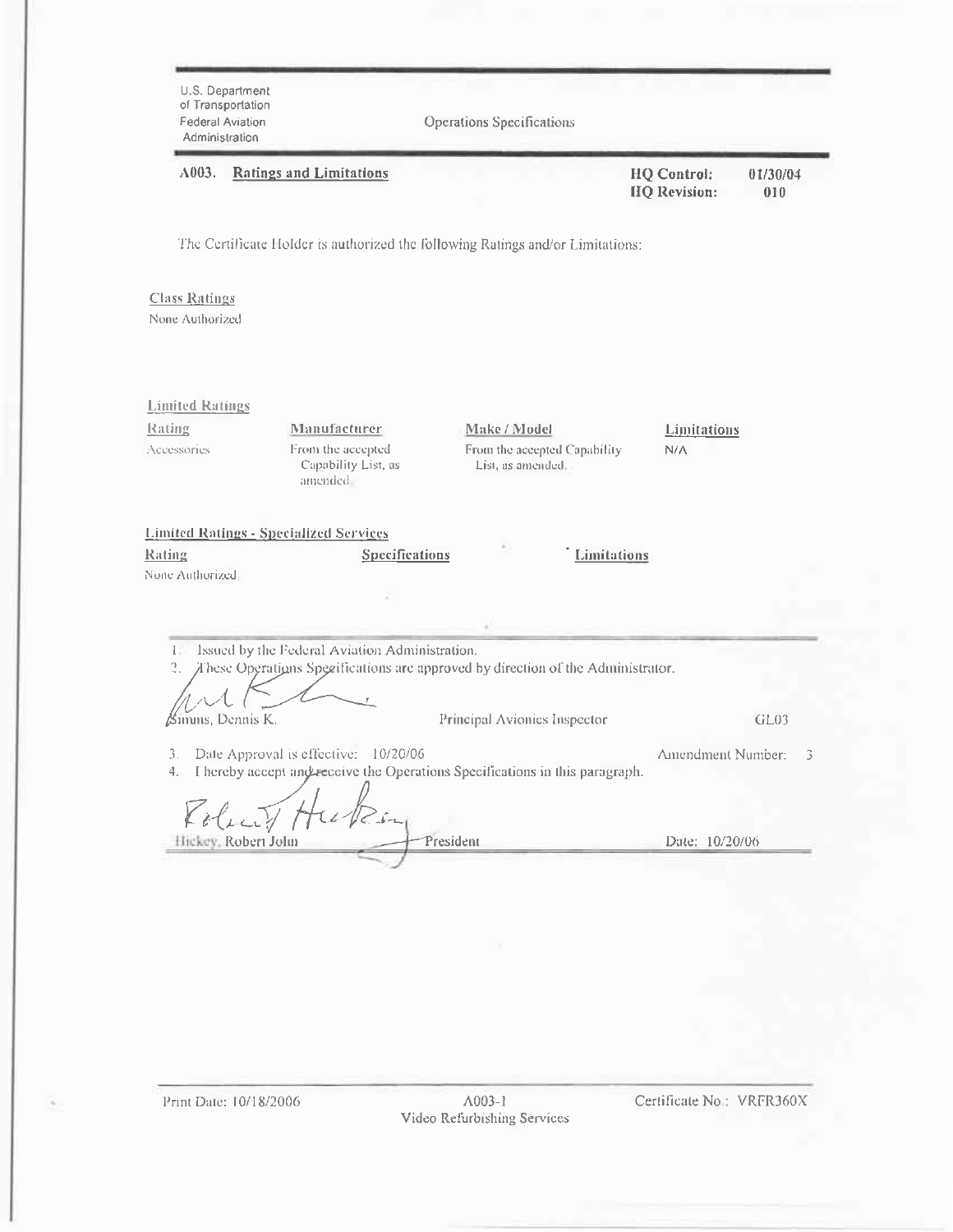U.S. Department of Transportation
Federal Aviation Administration

Operations Specifications

**A003. Ratings and Limitations**

**HQ Control:** 01/30/04
**HQ Revision:** 010

The Certificate Holder is authorized the following Ratings and/or Limitations:

**Class Ratings**

None Authorized

**Limited Ratings**

| Rating | Manufacturer | Make / Model | Limitations |
|---|---|---|---|
| Accessories | From the accepted Capability List, as amended. | From the accepted Capability List, as amended. | N/A |

**Limited Ratings - Specialized Services**

| Rating | Specifications | Limitations |
|---|---|---|
| None Authorized. | | |

1. Issued by the Federal Aviation Administration.
2. These Operations Specifications are approved by direction of the Administrator.

Simms, Dennis K. — Principal Avionics Inspector — GL03

3. Date Approval is effective: 10/20/06 — Amendment Number: 3
4. I hereby accept and receive the Operations Specifications in this paragraph.

Hickey, Robert John — President — Date: 10/20/06

Print Date: 10/18/2006 — A003-1 — Video Refurbishing Services — Certificate No.: VRFR360X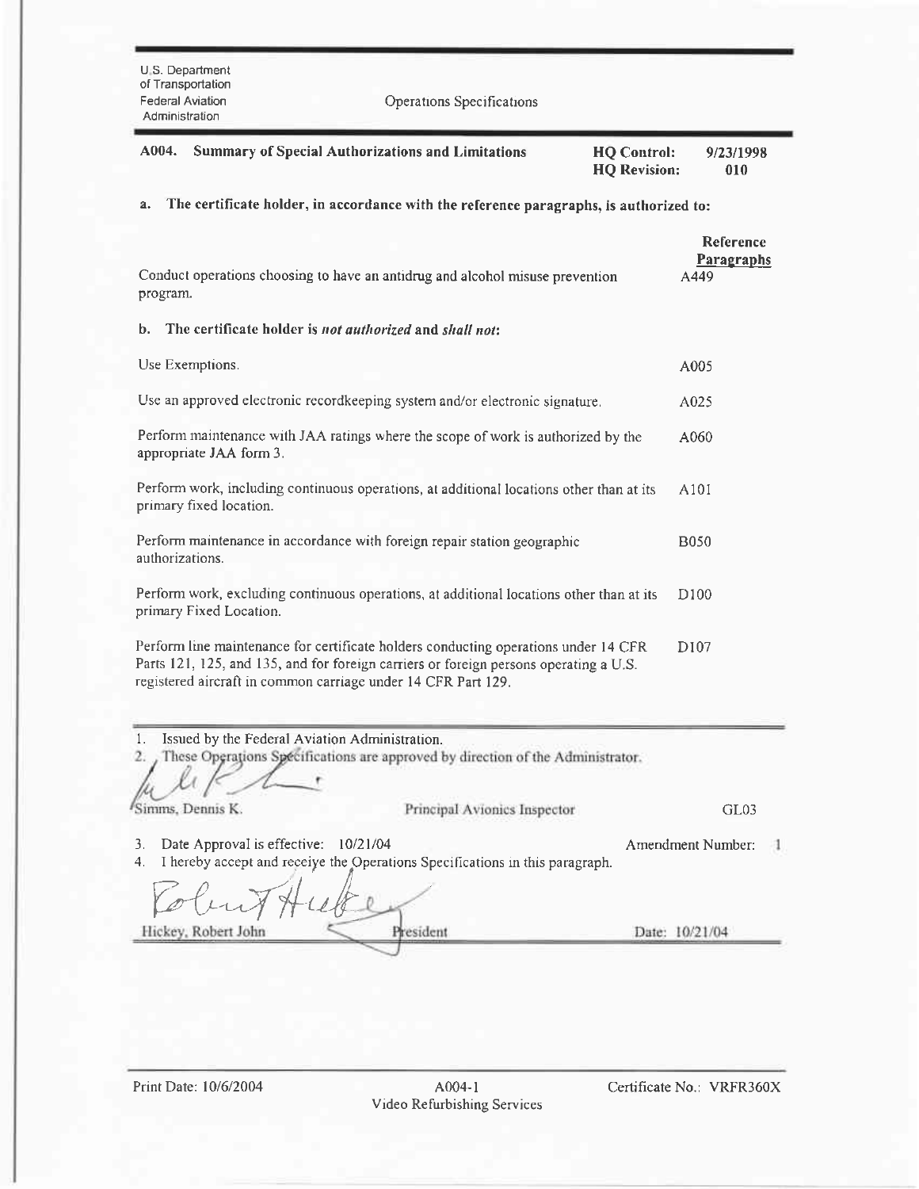U.S. Department of Transportation
Federal Aviation Administration

Operations Specifications

**A004. Summary of Special Authorizations and Limitations**

**HQ Control:** 9/23/1998
**HQ Revision:** 010

**a. The certificate holder, in accordance with the reference paragraphs, is authorized to:**

| | Reference Paragraphs |
|---|---|
| Conduct operations choosing to have an antidrug and alcohol misuse prevention program. | A449 |

**b. The certificate holder is *not authorized* and *shall not*:**

| | |
|---|---|
| Use Exemptions. | A005 |
| Use an approved electronic recordkeeping system and/or electronic signature. | A025 |
| Perform maintenance with JAA ratings where the scope of work is authorized by the appropriate JAA form 3. | A060 |
| Perform work, including continuous operations, at additional locations other than at its primary fixed location. | A101 |
| Perform maintenance in accordance with foreign repair station geographic authorizations. | B050 |
| Perform work, excluding continuous operations, at additional locations other than at its primary Fixed Location. | D100 |
| Perform line maintenance for certificate holders conducting operations under 14 CFR Parts 121, 125, and 135, and for foreign carriers or foreign persons operating a U.S. registered aircraft in common carriage under 14 CFR Part 129. | D107 |

1. Issued by the Federal Aviation Administration.
2. These Operations Specifications are approved by direction of the Administrator.

Simms, Dennis K. — Principal Avionics Inspector — GL03

3. Date Approval is effective: 10/21/04 — Amendment Number: 1
4. I hereby accept and receive the Operations Specifications in this paragraph.

Hickey, Robert John — President — Date: 10/21/04

Print Date: 10/6/2004 — A004-1 — Certificate No.: VRFR360X
Video Refurbishing Services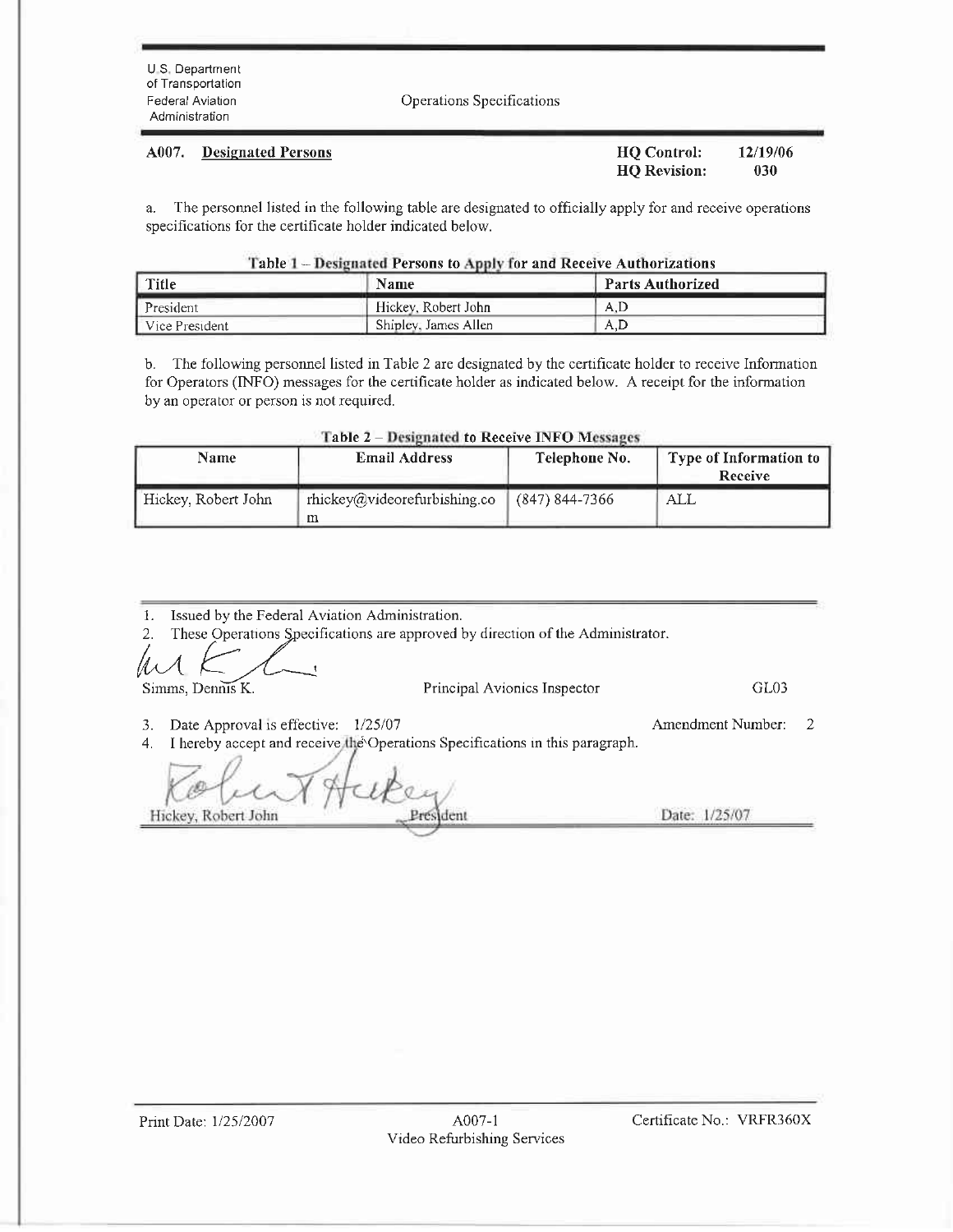U.S. Department of Transportation
Federal Aviation Administration

Operations Specifications

## A007. Designated Persons

**HQ Control:** 12/19/06
**HQ Revision:** 030

a. The personnel listed in the following table are designated to officially apply for and receive operations specifications for the certificate holder indicated below.

**Table 1 – Designated Persons to Apply for and Receive Authorizations**

| Title | Name | Parts Authorized |
|---|---|---|
| President | Hickey, Robert John | A,D |
| Vice President | Shipley, James Allen | A,D |

b. The following personnel listed in Table 2 are designated by the certificate holder to receive Information for Operators (INFO) messages for the certificate holder as indicated below. A receipt for the information by an operator or person is not required.

**Table 2 – Designated to Receive INFO Messages**

| Name | Email Address | Telephone No. | Type of Information to Receive |
|---|---|---|---|
| Hickey, Robert John | rhickey@videorefurbishing.com | (847) 844-7366 | ALL |

1. Issued by the Federal Aviation Administration.
2. These Operations Specifications are approved by direction of the Administrator.

Simms, Dennis K. Principal Avionics Inspector GL03

3. Date Approval is effective: 1/25/07 Amendment Number: 2
4. I hereby accept and receive the Operations Specifications in this paragraph.

Hickey, Robert John President Date: 1/25/07

Print Date: 1/25/2007 A007-1 Video Refurbishing Services Certificate No.: VRFR360X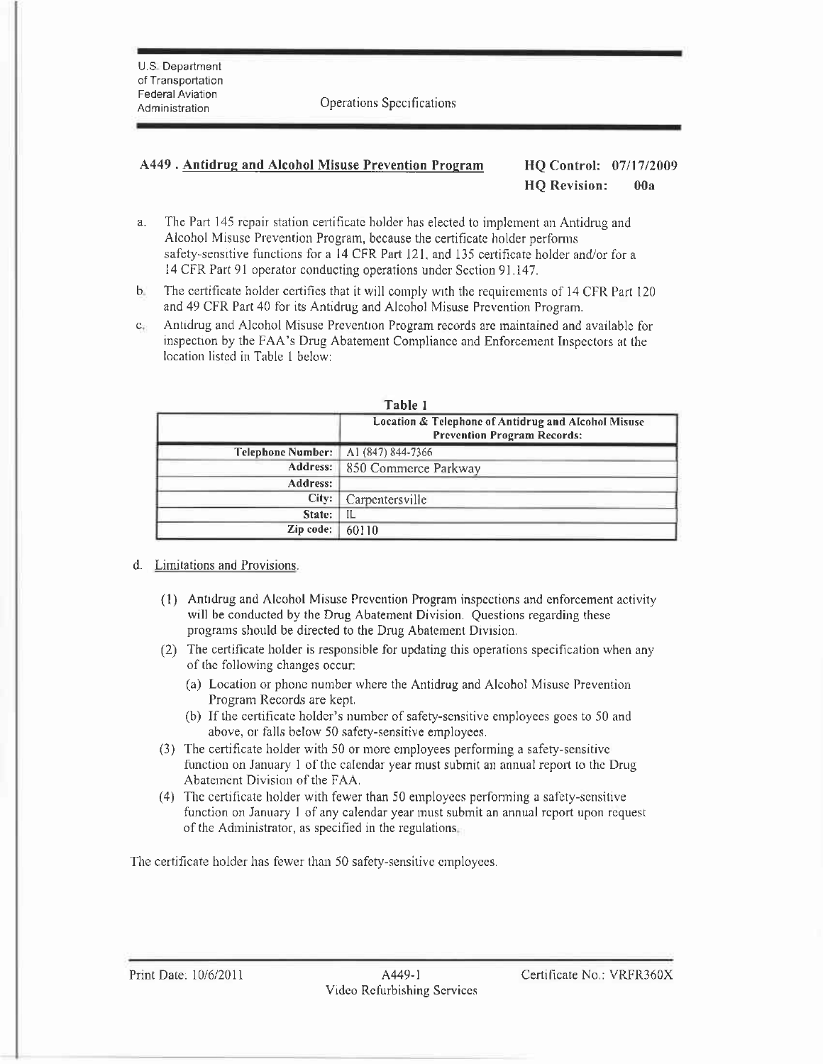U.S. Department of Transportation
Federal Aviation Administration

Operations Specifications

## A449 . Antidrug and Alcohol Misuse Prevention Program

**HQ Control: 07/17/2009**
**HQ Revision: 00a**

a. The Part 145 repair station certificate holder has elected to implement an Antidrug and Alcohol Misuse Prevention Program, because the certificate holder performs safety-sensitive functions for a 14 CFR Part 121, and 135 certificate holder and/or for a 14 CFR Part 91 operator conducting operations under Section 91.147.

b. The certificate holder certifies that it will comply with the requirements of 14 CFR Part 120 and 49 CFR Part 40 for its Antidrug and Alcohol Misuse Prevention Program.

c. Antidrug and Alcohol Misuse Prevention Program records are maintained and available for inspection by the FAA's Drug Abatement Compliance and Enforcement Inspectors at the location listed in Table 1 below:

**Table 1**

| | Location & Telephone of Antidrug and Alcohol Misuse Prevention Program Records: |
|---|---|
| **Telephone Number:** | A1 (847) 844-7366 |
| **Address:** | 850 Commerce Parkway |
| **Address:** | |
| **City:** | Carpentersville |
| **State:** | IL |
| **Zip code:** | 60110 |

d. Limitations and Provisions.

(1) Antidrug and Alcohol Misuse Prevention Program inspections and enforcement activity will be conducted by the Drug Abatement Division. Questions regarding these programs should be directed to the Drug Abatement Division.

(2) The certificate holder is responsible for updating this operations specification when any of the following changes occur:

(a) Location or phone number where the Antidrug and Alcohol Misuse Prevention Program Records are kept.

(b) If the certificate holder's number of safety-sensitive employees goes to 50 and above, or falls below 50 safety-sensitive employees.

(3) The certificate holder with 50 or more employees performing a safety-sensitive function on January 1 of the calendar year must submit an annual report to the Drug Abatement Division of the FAA.

(4) The certificate holder with fewer than 50 employees performing a safety-sensitive function on January 1 of any calendar year must submit an annual report upon request of the Administrator, as specified in the regulations.

The certificate holder has fewer than 50 safety-sensitive employees.

Print Date: 10/6/2011 | A449-1 | Certificate No.: VRFR360X
Video Refurbishing Services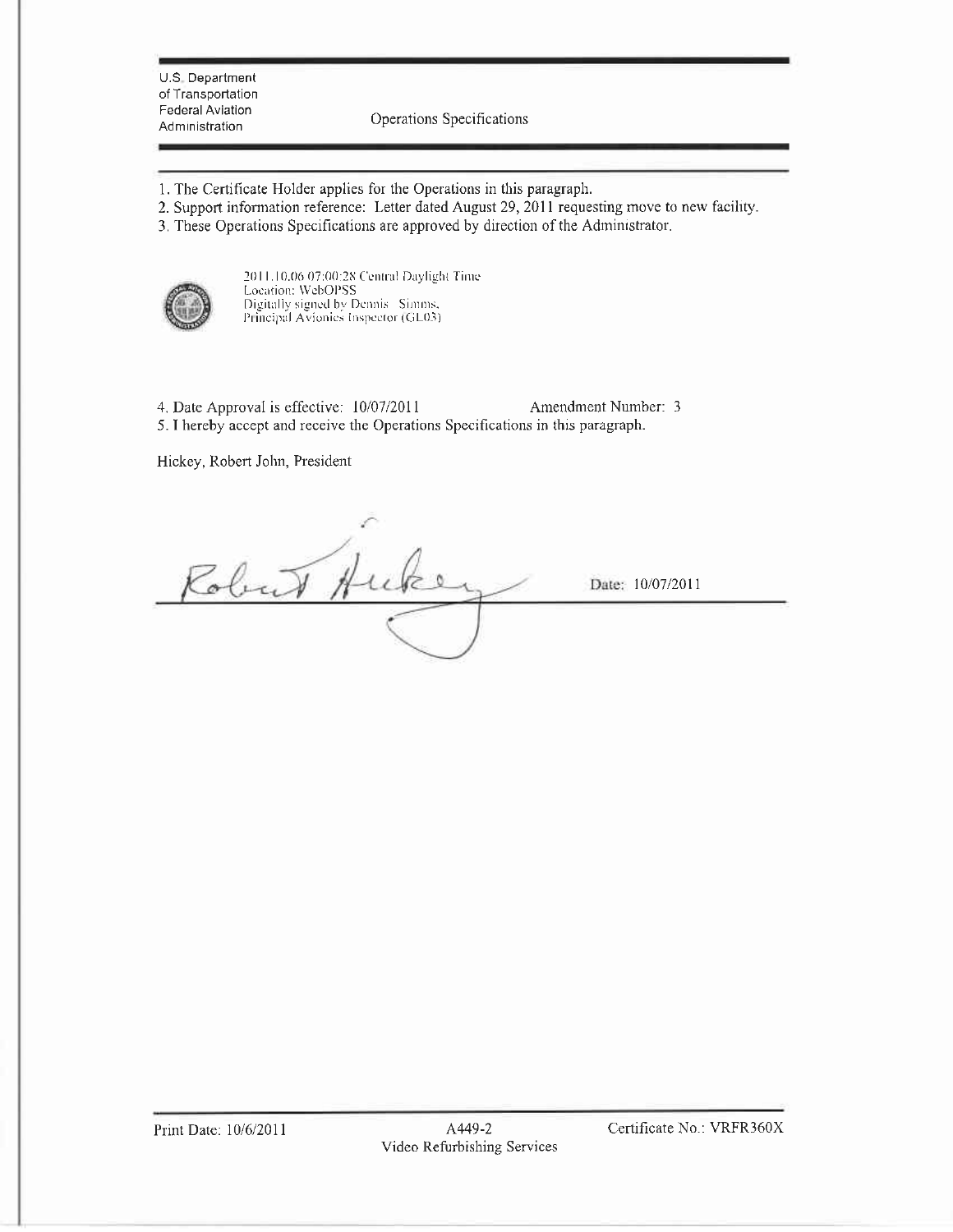U.S. Department of Transportation
Federal Aviation Administration

Operations Specifications

1. The Certificate Holder applies for the Operations in this paragraph.
2. Support information reference: Letter dated August 29, 2011 requesting move to new facility.
3. These Operations Specifications are approved by direction of the Administrator.

2011.10.06 07:00:28 Central Daylight Time
Location: WebOPSS
Digitally signed by Dennis Simms,
Principal Avionics Inspector (GL03)

4. Date Approval is effective: 10/07/2011 Amendment Number: 3
5. I hereby accept and receive the Operations Specifications in this paragraph.

Hickey, Robert John, President

Date: 10/07/2011

Print Date: 10/6/2011 A449-2 Video Refurbishing Services Certificate No.: VRFR360X